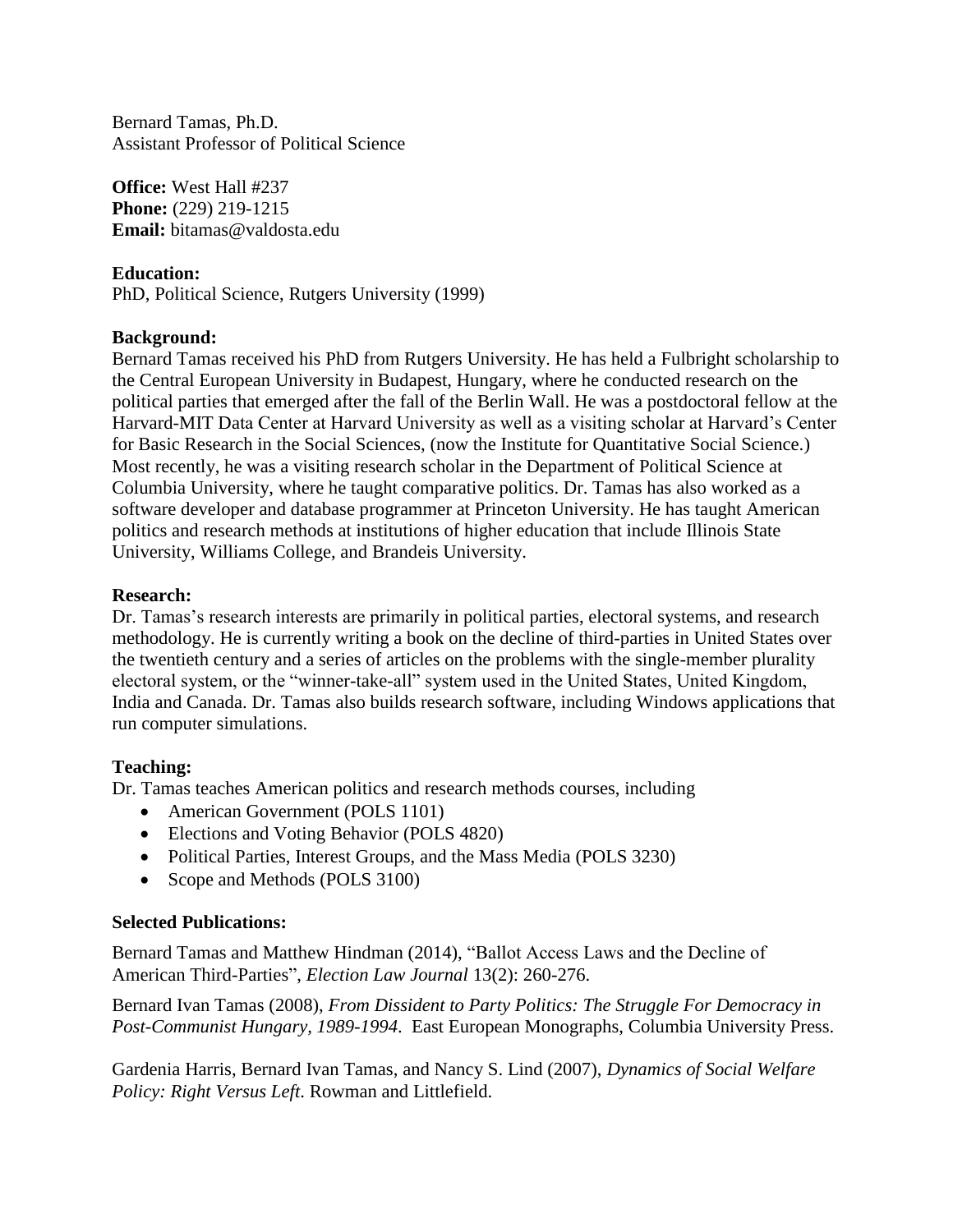Bernard Tamas, Ph.D.
Assistant Professor of Political Science

**Office:** West Hall #237
**Phone:** (229) 219-1215
**Email:** bitamas@valdosta.edu

**Education:**
PhD, Political Science, Rutgers University (1999)

**Background:**
Bernard Tamas received his PhD from Rutgers University. He has held a Fulbright scholarship to the Central European University in Budapest, Hungary, where he conducted research on the political parties that emerged after the fall of the Berlin Wall. He was a postdoctoral fellow at the Harvard-MIT Data Center at Harvard University as well as a visiting scholar at Harvard's Center for Basic Research in the Social Sciences, (now the Institute for Quantitative Social Science.) Most recently, he was a visiting research scholar in the Department of Political Science at Columbia University, where he taught comparative politics. Dr. Tamas has also worked as a software developer and database programmer at Princeton University. He has taught American politics and research methods at institutions of higher education that include Illinois State University, Williams College, and Brandeis University.

**Research:**
Dr. Tamas's research interests are primarily in political parties, electoral systems, and research methodology. He is currently writing a book on the decline of third-parties in United States over the twentieth century and a series of articles on the problems with the single-member plurality electoral system, or the "winner-take-all" system used in the United States, United Kingdom, India and Canada. Dr. Tamas also builds research software, including Windows applications that run computer simulations.

**Teaching:**
Dr. Tamas teaches American politics and research methods courses, including

- American Government (POLS 1101)
- Elections and Voting Behavior (POLS 4820)
- Political Parties, Interest Groups, and the Mass Media (POLS 3230)
- Scope and Methods (POLS 3100)

**Selected Publications:**

Bernard Tamas and Matthew Hindman (2014), "Ballot Access Laws and the Decline of American Third-Parties", *Election Law Journal* 13(2): 260-276.

Bernard Ivan Tamas (2008), *From Dissident to Party Politics: The Struggle For Democracy in Post-Communist Hungary, 1989-1994*. East European Monographs, Columbia University Press.

Gardenia Harris, Bernard Ivan Tamas, and Nancy S. Lind (2007), *Dynamics of Social Welfare Policy: Right Versus Left*. Rowman and Littlefield.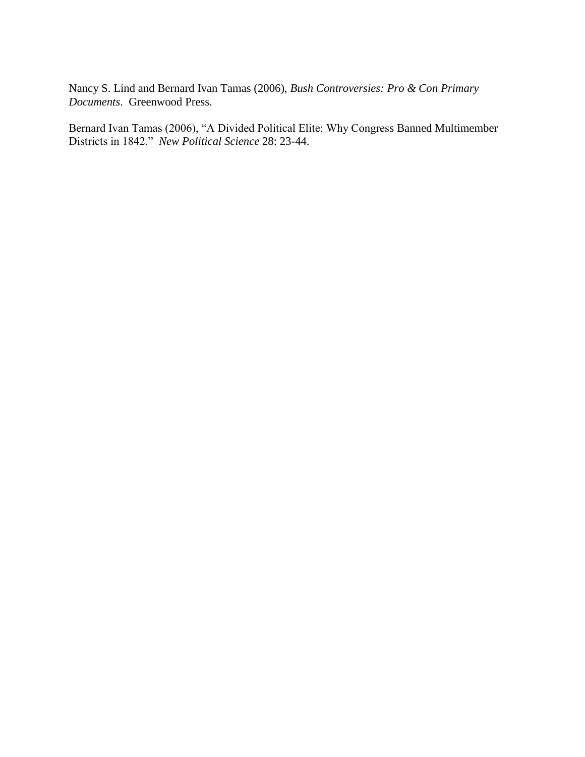Nancy S. Lind and Bernard Ivan Tamas (2006), *Bush Controversies: Pro & Con Primary Documents*. Greenwood Press.

Bernard Ivan Tamas (2006), "A Divided Political Elite: Why Congress Banned Multimember Districts in 1842." *New Political Science* 28: 23-44.